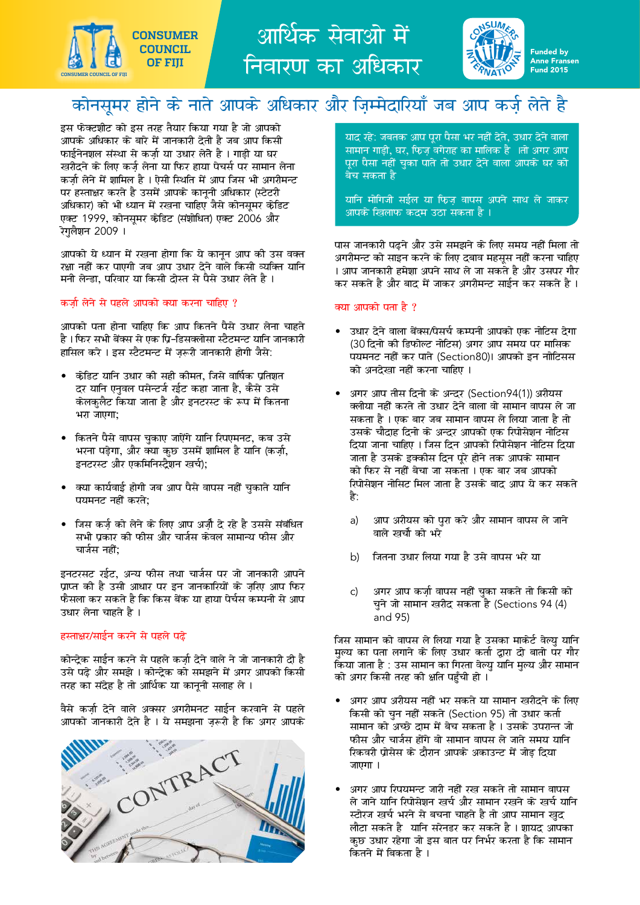CONSUMER COUNCIL OF FIJI

# आर्थिक सेवाओ में निवारण का अधिकार

Funded by Anne Fransen Fund 2015

## कोनसूमर होने के नाते आपके अधिकार और ज़िम्मेदारियाँ जब आप कर्ज़ लेते है

इस फेक्टशीट को इस तरह तैयार किया गया है जो आपको आपके अधिकार के बारे में जानकारी देती है जब आप किसी फाईनेनशल संस्था से कर्ज़ा या उधार लेते है । गाड़ी या घर खरीदने के लिए कर्ज लेना या फिर हाया पेचर्स पर सामान लेना कर्ज़ा लेने में शामिल है । ऐसी स्थिति में आप जिस भी अगरीमन्ट पर हस्ताक्षर करते है उसमें आपके कानूनी अधिकार (स्टेटरी अधिकार) को भी ध्यान में रखना चाहिए जैसे कोनसूमर क्रेडिट एक्ट 1999, कोनसूमर क्रेडिट (संशोधित) एक्ट 2006 और रेगुलैशन 2009 ।

आपको ये ध्यान में रखना होगा कि ये कानून आप की उस वक्त रक्षा नहीं कर पाएगी जब आप उधार देने वाले किसी व्यक्ति यानि मनी लेन्डा, परिवार या किसी दोस्त से पैसे उधार लेते है ।

### कर्ज़ा लेने से पहले आपको क्या करना चाहिए ?

आपको पता होना चाहिए कि आप कितने पैसे उधार लेना चाहते है । फिर सभी बेंक्स से एक प्रि-डिसक्लोसा स्टैटमन्ट यानि जानकारी हासिल करे । इस स्टैटमन्ट में ज़रूरी जानकारी होगी जैसे:

- केडिट यानि उधार की सही कीमत, जिसे वार्षिक प्रतिशत दर यानि एनुवल पसेन्टर्ज रईट कहा जाता है, कैसे उसे केलकुलैट किया जाता है और इनटरस्ट के रूप में कितना भरा जाएगा;
- कितने पैसे वापस चुकाए जाऐंगे यानि रिपएमनट, कब उसे भरना पड़ेगा, और क्या कुछ उसमें शामिल है यानि (कर्ज़ा, इनटरस्ट और एकमिनिस्ट्रैशन खर्च);
- क्या कार्यवाई होगी जब आप पैसे वापस नहीं चुकाते यानि पयमनट नहीं करते;
- जिस कर्ज़ को लेने के लिए आप अर्ज़ी दे रहे है उससे संबंधित सभी प्रकार की फीस और चार्जस केवल सामान्य फीस और चार्जस नहीं;

इनटरसट रईट, अन्य फीस तथा चार्जस पर जो जानकारी आपने प्राप्त की है उसी आधार पर इन जानकारियों के ज़रिए आप फिर फैसला कर सकते है कि किस बेंक या हाया पेर्चस कम्पनी से आप उधार लेना चाहते है ।

### हस्ताक्षर/साईन करने से पहले पढ़े

कोन्ट्रेक साईन करने से पहले कर्ज़ा देने वाले ने जो जानकारी दी है उसे पढ़े और समझे । कोन्ट्रेक को समझने में अगर आपको किसी तरह का संदेह है तो आर्थिक या कानूनी सलाह ले ।

वैसे कर्ज़ा देने वाले अक्सर अगरीमनट साईन करवाने से पहले आपको जानकारी देते है । ये समझना ज़रूरी है कि अगर आपके पास जानकारी पढ़ने और उसे समझने के लिए समय नहीं मिला तो अगरीमन्ट को साइन करने के लिए दबाव महसूस नहीं करना चाहिए । आप जानकारी हमेशा अपने साथ ले जा सकते है और उसपर गौर कर सकते है और बाद में जाकर अगरीमन्ट साईन कर सकते है ।

> याद रहे: जबतक आप पूरा पैसा भर नहीं देते, उधार देने वाला सामान गाड़ी, घर, फिज़ वगेराह का मालिक है ।तो अगर आप पूरा पैसा नहीं चुका पाते तो उधार देने वाला आपके घर को बेच सकता है
>
> यानि मोगिजी सईल या फिज़ वापस अपने साथ ले जाकर आपके खिलाफ कदम उठा सकता है ।

### क्या आपको पता है ?

- उधार देने वाला बेंक्स/पिसर्च कम्पनी आपको एक नोटिस देगा (30 दिनो की डिफोल्ट नोटिस) अगर आप समय पर मासिक पयमनट नहीं कर पाते (Section80)। आपको इन नोटिसस को अनदेखा नहीं करना चाहिए ।
- अगर आप तीस दिनो के अन्दर (Section94(1)) अरीयस क्लीया नहीं करते तो उधार देने वाला वो सामान वापस ले जा सकता है । एक बार जब सामान वापस ले लिया जाता है तो उसके चौदाह दिनो के अन्दर आपको एक रिपोसेशन नोटिस दिया जाना चाहिए । जिस दिन आपको रिपोसेशन नोटिस दिया जाता है उसके इक्कीस दिन पूरे होने तक आपके सामान को फिर से नहीं बेचा जा सकता । एक बार जब आपको रिपोसेशन नोसिट मिल जाता है उसके बाद आप ये कर सकते है:

  a) आप अरीयस को पुरा करे और सामान वापस ले जाने वाले खर्चो को भरे

  b) जितना उधार लिया गया है उसे वापस भरे या

  c) अगर आप कर्ज़ा वापस नहीं चुका सकते तो किसी को चुने जो सामान खरीद सकता है (Sections 94 (4) and 95)

जिस सामान को वापस ले लिया गया है उसका मार्केट वेल्यु यानि मुल्य का पता लगाने के लिए उधार कर्ता द्वारा दो बातो पर गौर किया जाता है : उस सामान का गिरता वेल्यु यानि मुल्य और सामान को अगर किसी तरह की क्षति पहुँची हो ।

- अगर आप अरीयस नहीं भर सकते या सामान खरीदने के लिए किसी को चुन नहीं सकते (Section 95) तो उधार कर्ता सामान को अच्छे दाम में बेच सकता है । उसके उपरान्त जो फीस और चार्जस होंगे वो सामान वापस ले जाते समय यानि रिकवरी प्रोसेस के दौरान आपके अकाउन्ट में जोड़ दिया जाएगा ।
- अगर आप रिपयमन्ट जारी नहीं रख सकते तो सामान वापस ले जाने यानि रिपोसेशन खर्च और सामान रखने के खर्च यानि स्टोरज खर्च भरने से बचना चाहते है तो आप सामान खुद लौटा सकते है यानि सेरेनडर कर सकते है । शायद आपका कुछ उधार रहेगा जो इस बात पर निर्भर करता है कि सामान कितने में बिकता है ।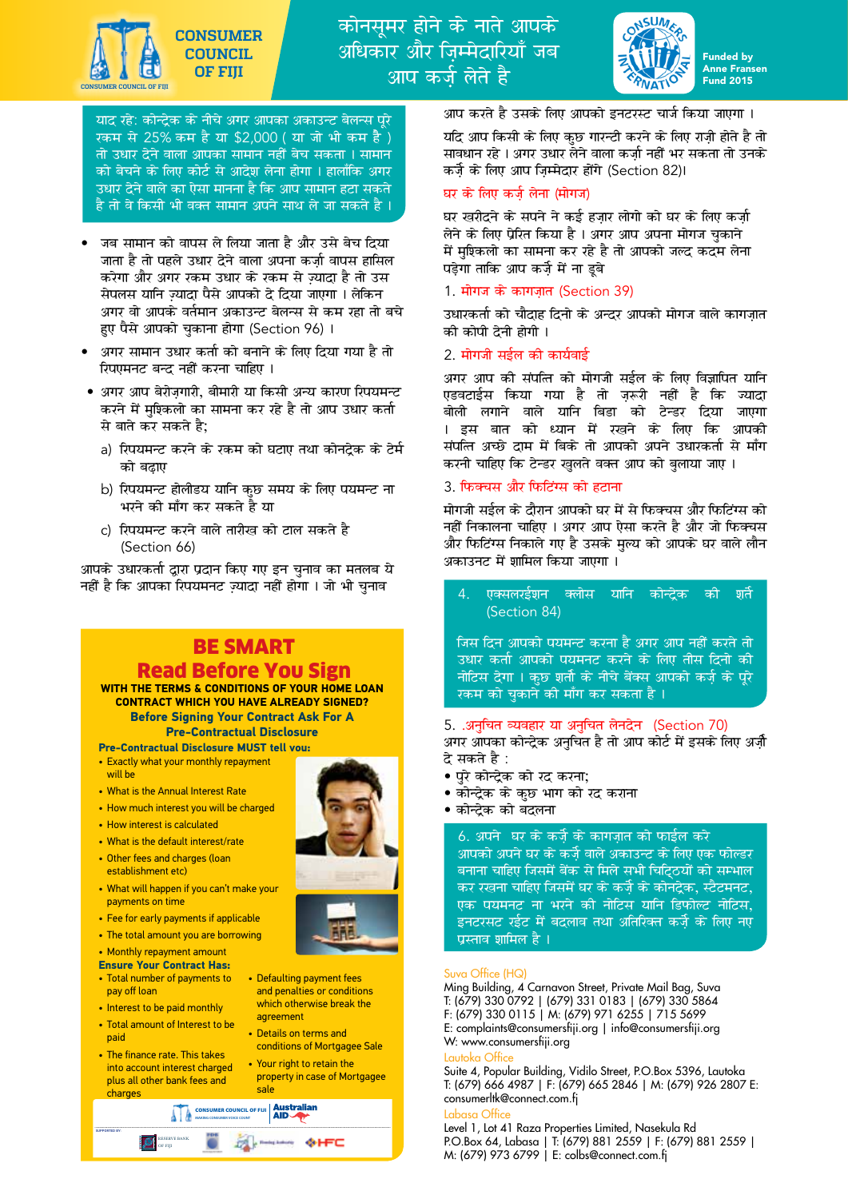# कोनसूमर होने के नाते आपके अधिकार और ज़िम्मेदारियाँ जब आप कर्ज़ लेते है

CONSUMER COUNCIL OF FIJI

Funded by Anne Fransen Fund 2015

याद रहे: कोन्ट्रेक के नीचे अगर आपका अकाउन्ट बेलन्स पूरे रकम से 25% कम है या $2,000 ( या जो भी कम है ) तो उधार देने वाला आपका सामान नहीं बेच सकता । सामान को बेचने के लिए कोर्ट से आदेश लेना होगा । हालाँकि अगर उधार देने वाले का ऐसा मानना है कि आप सामान हटा सकते है तो वे किसी भी वक्त सामान अपने साथ ले जा सकते है ।

- जब सामान को वापस ले लिया जाता है और उसे बेच दिया जाता है तो पहले उधार देने वाला अपना कर्ज़ा वापस हासिल करेगा और अगर रकम उधार के रकम से ज़्यादा है तो उस सेपलस यानि ज़्यादा पैसे आपको दे दिया जाएगा । लेकिन अगर वो आपके वर्तमान अकाउन्ट बेलन्स से कम रहा तो बचे हुए पैसे आपको चुकाना होगा (Section 96) ।
- अगर सामान उधार कर्ता को बनाने के लिए दिया गया है तो रिपएमनट बन्द नहीं करना चाहिए ।
- अगर आप बेरोज़गारी, बीमारी या किसी अन्य कारण रिपयमन्ट करने में मुश्किलों का सामना कर रहे है तो आप उधार कर्ता से बाते कर सकते है;
  - a) रिपयमन्ट करने के रकम को घटाए तथा कोनट्रेक के टेर्म को बढ़ाए
  - b) रिपयमन्ट हौलीडय यानि कुछ समय के लिए पयमन्ट ना भरने की माँग कर सकते है या
  - c) रिपयमन्ट करने वाले तारीख को टाल सकते है (Section 66)

आपके उधारकर्ता द्वारा प्रदान किए गए इन चुनाव का मतलब ये नहीं है कि आपका रिपयमनट ज़्यादा नहीं होगा । जो भी चुनाव आप करते है उसके लिए आपको इनटरस्ट चार्ज किया जाएगा ।

यदि आप किसी के लिए कुछ गारन्टी करने के लिए राज़ी होते है तो सावधान रहे । अगर उधार लेने वाला कर्ज़ा नहीं भर सकता तो उनके कर्ज़े के लिए आप ज़िम्मेदार होंगे (Section 82)।

## घर के लिए कर्ज़ लेना (मोगज)

घर खरीदने के सपने ने कई हज़ार लोगो को घर के लिए कर्ज़ा लेने के लिए प्रेरित किया है । अगर आप अपना मोगज चुकाने में मुश्किलो का सामना कर रहे है तो आपको जल्द कदम लेना पड़ेगा ताकि आप कर्ज़े में ना डूबे

### 1. मोगज के कागज़ात (Section 39)

उधारकर्ता को चौदाह दिनों के अन्दर आपको मोगज वाले कागज़ात की कोपी देनी होगी ।

### 2. मोगजी सईल की कार्यवाई

अगर आप की संपति को मोगजी सईल के लिए विज्ञापित यानि एडवटाईस किया गया है तो ज़रूरी नहीं है कि ज़्यादा बोली लगाने वाले यानि बिडा को टेन्डर दिया जाएगा । इस बात को ध्यान में रखने के लिए कि आपकी संपति अच्छे दाम में बिके तो आपको अपने उधारकर्ता से माँग करनी चाहिए कि टेन्डर खुलते वक्त आप को बुलाया जाए ।

### 3. फिक्सचस और फिटिंग्स को हटाना

मोगजी सईल के दौरान आपको घर में से फिक्सचस और फिटिंग्स को नहीं निकालना चाहिए । अगर आप ऐसा करते है और जो फिक्सचस और फिटिंग्स निकाले गए है उसके मुल्य को आपके घर वाले लौन अकाउनट में शामिल किया जाएगा ।

### 4. एक्सलरईशन क्लोस यानि कोन्ट्रेक की शर्त (Section 84)

जिस दिन आपको पयमन्ट करना है अगर आप नहीं करते तो उधार कर्ता आपको पयमनट करने के लिए तीस दिनो की नोटिस देगा । कुछ शर्तो के नीचे बैंक्स आपको कर्ज़े के पूरे रकम को चुकाने की माँग कर सकता है ।

### 5. .अनुचित व्यवहार या अनुचित लेनदेन (Section 70)

अगर आपका कोन्ट्रेक अनुचित है तो आप कोर्ट में इसके लिए अर्ज़ी दे सकते है :

- पुरे कोन्ट्रेक को रद्द करना;
- कोन्ट्रेक के कुछ भाग को रद्द कराना
- कोन्ट्रेक को बदलना

### 6. अपने घर के कर्ज़े के कागज़ात को फाईल करे

आपको अपने घर के कर्ज़े वाले अकाउन्ट के लिए एक फोल्डर बनाना चाहिए जिसमें बेंक से मिले सभी चिट्ठियों को सम्भाल कर रखना चाहिए जिसमें घर के कर्ज़े के कोन्ट्रेक, स्टैटमनट, एक पयमनट ना भरने की नोटिस यानि डिफोल्ट नोटिस, इनटरसट रईट में बदलाव तथा अतिरिक्त कर्ज़े के लिए नए प्रस्ताव शामिल है ।

## BE SMART
## Read Before You Sign

**WITH THE TERMS & CONDITIONS OF YOUR HOME LOAN CONTRACT WHICH YOU HAVE ALREADY SIGNED?**

**Before Signing Your Contract Ask For A Pre-Contractual Disclosure**

**Pre-Contractual Disclosure MUST tell you:**

- Exactly what your monthly repayment will be
- What is the Annual Interest Rate
- How much interest you will be charged
- How interest is calculated
- What is the default interest/rate
- Other fees and charges (loan establishment etc)
- What will happen if you can't make your payments on time
- Fee for early payments if applicable
- The total amount you are borrowing
- Monthly repayment amount

**Ensure Your Contract Has:**

- Total number of payments to pay off loan
- Interest to be paid monthly
- Total amount of Interest to be paid
- The finance rate. This takes into account interest charged plus all other bank fees and charges
- Defaulting payment fees and penalties or conditions which otherwise break the agreement
- Details on terms and conditions of Mortgagee Sale
- Your right to retain the property in case of Mortgagee sale

CONSUMER COUNCIL OF FIJI | Australian AID

SUPPORTED BY: RESERVE BANK OF FIJI | HFC

**Suva Office (HQ)**
Ming Building, 4 Carnavon Street, Private Mail Bag, Suva
T: (679) 330 0792 | (679) 331 0183 | (679) 330 5864
F: (679) 330 0115 | M: (679) 971 6255 | 715 5699
E: complaints@consumersfiji.org | info@consumersfiji.org
W: www.consumersfiji.org

**Lautoka Office**
Suite 4, Popular Building, Vidilo Street, P.O.Box 5396, Lautoka
T: (679) 666 4987 | F: (679) 665 2846 | M: (679) 926 2807 E: consumerltk@connect.com.fj

**Labasa Office**
Level 1, Lot 41 Raza Properties Limited, Nasekula Rd
P.O.Box 64, Labasa | T: (679) 881 2559 | F: (679) 881 2559 |
M: (679) 973 6799 | E: colbs@connect.com.fj